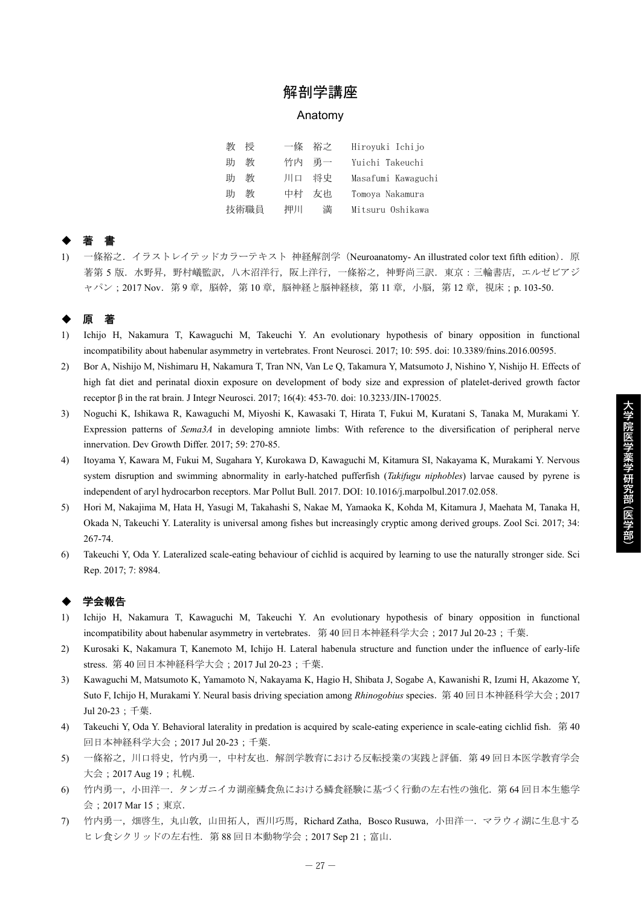# 解剖学講座

## Anatomy

| | | |
|---|---|---|
| 教　授 | 一條　裕之 | Hiroyuki Ichijo |
| 助　教 | 竹内　勇一 | Yuichi Takeuchi |
| 助　教 | 川口　将史 | Masafumi Kawaguchi |
| 助　教 | 中村　友也 | Tomoya Nakamura |
| 技術職員 | 押川　　満 | Mitsuru Oshikawa |

### ◆ 著　書

1) 一條裕之．イラストレイテッドカラーテキスト 神経解剖学（Neuroanatomy- An illustrated color text fifth edition）．原著第 5 版．水野昇，野村嶬監訳，八木沼洋行，阪上洋行，一條裕之，神野尚三訳．東京：三輪書店，エルゼビアジャパン；2017 Nov．第 9 章，脳幹，第 10 章，脳神経と脳神経核，第 11 章，小脳，第 12 章，視床；p. 103-50.

### ◆ 原　著

1) Ichijo H, Nakamura T, Kawaguchi M, Takeuchi Y. An evolutionary hypothesis of binary opposition in functional incompatibility about habenular asymmetry in vertebrates. Front Neurosci. 2017; 10: 595. doi: 10.3389/fnins.2016.00595.
2) Bor A, Nishijo M, Nishimaru H, Nakamura T, Tran NN, Van Le Q, Takamura Y, Matsumoto J, Nishino Y, Nishijo H. Effects of high fat diet and perinatal dioxin exposure on development of body size and expression of platelet-derived growth factor receptor β in the rat brain. J Integr Neurosci. 2017; 16(4): 453-70. doi: 10.3233/JIN-170025.
3) Noguchi K, Ishikawa R, Kawaguchi M, Miyoshi K, Kawasaki T, Hirata T, Fukui M, Kuratani S, Tanaka M, Murakami Y. Expression patterns of *Sema3A* in developing amniote limbs: With reference to the diversification of peripheral nerve innervation. Dev Growth Differ. 2017; 59: 270-85.
4) Itoyama Y, Kawara M, Fukui M, Sugahara Y, Kurokawa D, Kawaguchi M, Kitamura SI, Nakayama K, Murakami Y. Nervous system disruption and swimming abnormality in early-hatched pufferfish (*Takifugu niphobles*) larvae caused by pyrene is independent of aryl hydrocarbon receptors. Mar Pollut Bull. 2017. DOI: 10.1016/j.marpolbul.2017.02.058.
5) Hori M, Nakajima M, Hata H, Yasugi M, Takahashi S, Nakae M, Yamaoka K, Kohda M, Kitamura J, Maehata M, Tanaka H, Okada N, Takeuchi Y. Laterality is universal among fishes but increasingly cryptic among derived groups. Zool Sci. 2017; 34: 267-74.
6) Takeuchi Y, Oda Y. Lateralized scale-eating behaviour of cichlid is acquired by learning to use the naturally stronger side. Sci Rep. 2017; 7: 8984.

### ◆ 学会報告

1) Ichijo H, Nakamura T, Kawaguchi M, Takeuchi Y. An evolutionary hypothesis of binary opposition in functional incompatibility about habenular asymmetry in vertebrates.　第 40 回日本神経科学大会；2017 Jul 20-23；千葉.
2) Kurosaki K, Nakamura T, Kanemoto M, Ichijo H. Lateral habenula structure and function under the influence of early-life stress. 第 40 回日本神経科学大会；2017 Jul 20-23；千葉.
3) Kawaguchi M, Matsumoto K, Yamamoto N, Nakayama K, Hagio H, Shibata J, Sogabe A, Kawanishi R, Izumi H, Akazome Y, Suto F, Ichijo H, Murakami Y. Neural basis driving speciation among *Rhinogobius* species．第 40 回日本神経科学大会 ; 2017 Jul 20-23；千葉.
4) Takeuchi Y, Oda Y. Behavioral laterality in predation is acquired by scale-eating experience in scale-eating cichlid fish.　第 40 回日本神経科学大会；2017 Jul 20-23；千葉.
5) 一條裕之，川口将史，竹内勇一，中村友也．解剖学教育における反転授業の実践と評価．第 49 回日本医学教育学会大会；2017 Aug 19；札幌.
6) 竹内勇一，小田洋一．タンガニイカ湖産鱗食魚における鱗食経験に基づく行動の左右性の強化．第 64 回日本生態学会；2017 Mar 15；東京.
7) 竹内勇一，畑啓生，丸山敦，山田拓人，西川巧馬，Richard Zatha，Bosco Rusuwa，小田洋一．マラウィ湖に生息するヒレ食シクリッドの左右性．第 88 回日本動物学会；2017 Sep 21；富山.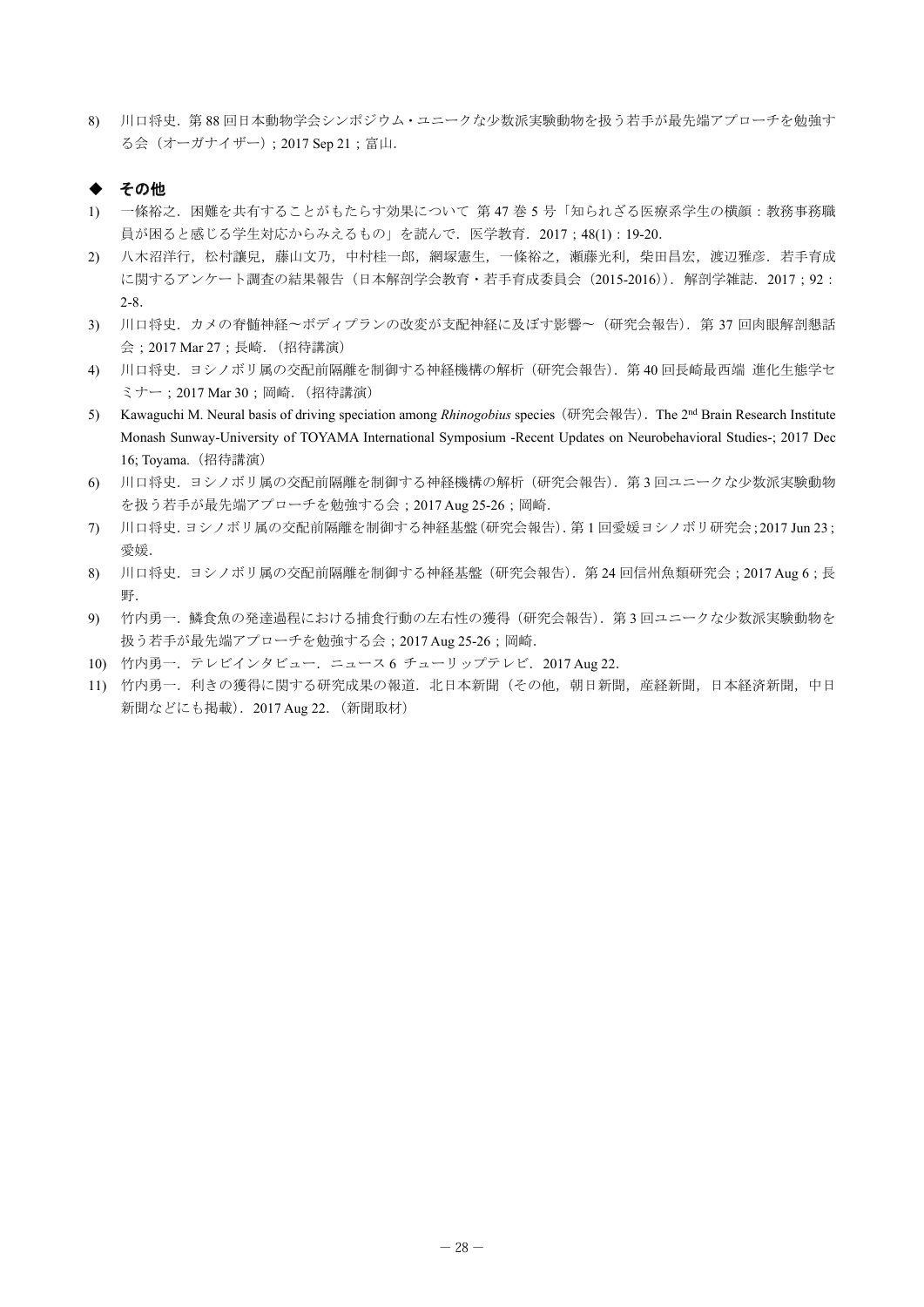8) 川口将史．第 88 回日本動物学会シンポジウム・ユニークな少数派実験動物を扱う若手が最先端アプローチを勉強する会（オーガナイザー）; 2017 Sep 21 ; 富山．

### ◆ その他

1) 一條裕之．困難を共有することがもたらす効果について 第 47 巻 5 号「知られざる医療系学生の横顔：教務事務職員が困ると感じる学生対応からみえるもの」を読んで．医学教育．2017 ; 48(1) : 19-20.
2) 八木沼洋行，松村讓兒，藤山文乃，中村桂一郎，網塚憲生，一條裕之，瀬藤光利，柴田昌宏，渡辺雅彦．若手育成に関するアンケート調査の結果報告（日本解剖学会教育・若手育成委員会（2015-2016））．解剖学雑誌．2017 ; 92 : 2-8.
3) 川口将史．カメの脊髄神経～ボディプランの改変が支配神経に及ぼす影響～（研究会報告）．第 37 回肉眼解剖懇話会 ; 2017 Mar 27 ; 長崎．（招待講演）
4) 川口将史．ヨシノボリ属の交配前隔離を制御する神経機構の解析（研究会報告）．第 40 回長崎最西端 進化生態学セミナー ; 2017 Mar 30 ; 岡崎．（招待講演）
5) Kawaguchi M. Neural basis of driving speciation among *Rhinogobius* species（研究会報告）. The 2nd Brain Research Institute Monash Sunway-University of TOYAMA International Symposium -Recent Updates on Neurobehavioral Studies-; 2017 Dec 16; Toyama.（招待講演）
6) 川口将史．ヨシノボリ属の交配前隔離を制御する神経機構の解析（研究会報告）．第 3 回ユニークな少数派実験動物を扱う若手が最先端アプローチを勉強する会 ; 2017 Aug 25-26 ; 岡崎．
7) 川口将史. ヨシノボリ属の交配前隔離を制御する神経基盤（研究会報告）. 第 1 回愛媛ヨシノボリ研究会 ; 2017 Jun 23 ; 愛媛．
8) 川口将史．ヨシノボリ属の交配前隔離を制御する神経基盤（研究会報告）．第 24 回信州魚類研究会 ; 2017 Aug 6 ; 長野．
9) 竹内勇一．鱗食魚の発達過程における捕食行動の左右性の獲得（研究会報告）．第 3 回ユニークな少数派実験動物を扱う若手が最先端アプローチを勉強する会 ; 2017 Aug 25-26 ; 岡崎．
10) 竹内勇一．テレビインタビュー．ニュース 6 チューリップテレビ．2017 Aug 22.
11) 竹内勇一．利きの獲得に関する研究成果の報道．北日本新聞（その他，朝日新聞，産経新聞，日本経済新聞，中日新聞などにも掲載）．2017 Aug 22.（新聞取材）